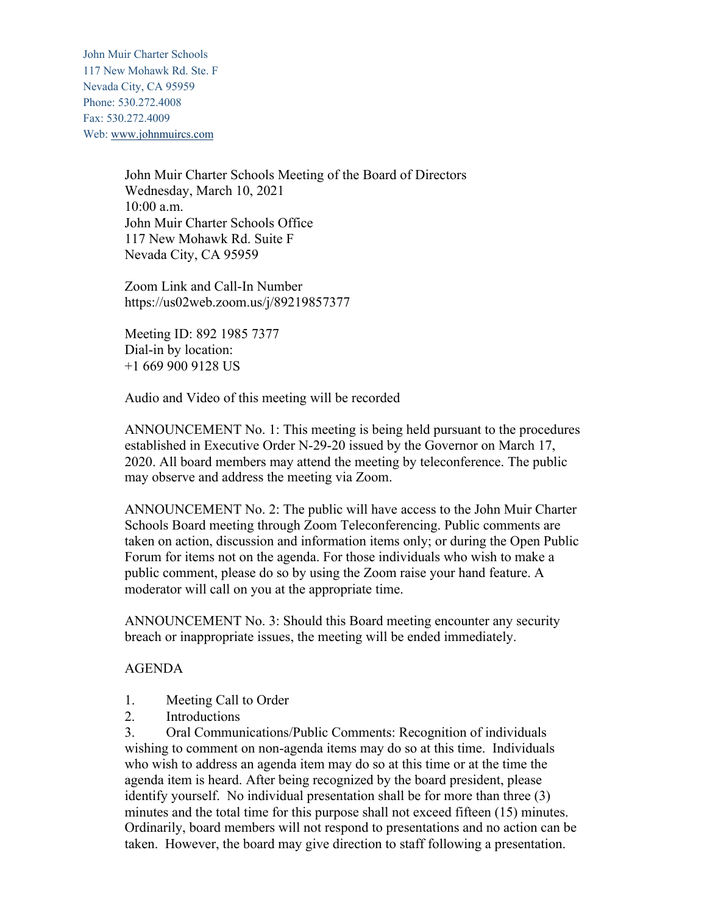John Muir Charter Schools
117 New Mohawk Rd. Ste. F
Nevada City, CA 95959
Phone: 530.272.4008
Fax: 530.272.4009
Web: www.johnmuircs.com

John Muir Charter Schools Meeting of the Board of Directors
Wednesday, March 10, 2021
10:00 a.m.
John Muir Charter Schools Office
117 New Mohawk Rd. Suite F
Nevada City, CA 95959

Zoom Link and Call-In Number
https://us02web.zoom.us/j/89219857377

Meeting ID: 892 1985 7377
Dial-in by location:
+1 669 900 9128 US

Audio and Video of this meeting will be recorded

ANNOUNCEMENT No. 1: This meeting is being held pursuant to the procedures established in Executive Order N-29-20 issued by the Governor on March 17, 2020. All board members may attend the meeting by teleconference. The public may observe and address the meeting via Zoom.

ANNOUNCEMENT No. 2: The public will have access to the John Muir Charter Schools Board meeting through Zoom Teleconferencing. Public comments are taken on action, discussion and information items only; or during the Open Public Forum for items not on the agenda. For those individuals who wish to make a public comment, please do so by using the Zoom raise your hand feature. A moderator will call on you at the appropriate time.

ANNOUNCEMENT No. 3: Should this Board meeting encounter any security breach or inappropriate issues, the meeting will be ended immediately.

AGENDA

1. Meeting Call to Order
2. Introductions
3. Oral Communications/Public Comments: Recognition of individuals wishing to comment on non-agenda items may do so at this time. Individuals who wish to address an agenda item may do so at this time or at the time the agenda item is heard. After being recognized by the board president, please identify yourself. No individual presentation shall be for more than three (3) minutes and the total time for this purpose shall not exceed fifteen (15) minutes. Ordinarily, board members will not respond to presentations and no action can be taken. However, the board may give direction to staff following a presentation.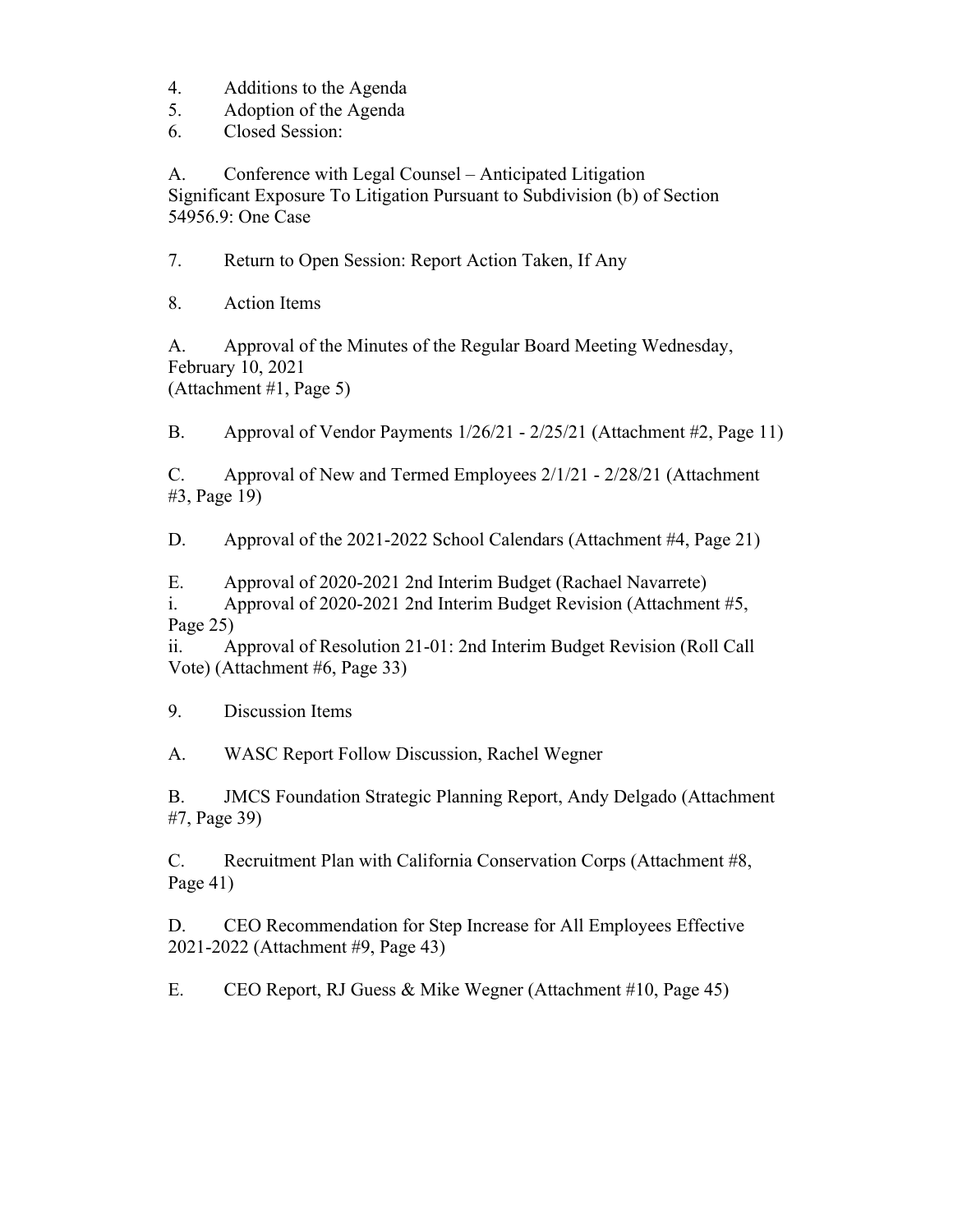4. Additions to the Agenda
5. Adoption of the Agenda
6. Closed Session:

A. Conference with Legal Counsel – Anticipated Litigation
Significant Exposure To Litigation Pursuant to Subdivision (b) of Section 54956.9: One Case

7. Return to Open Session: Report Action Taken, If Any

8. Action Items

A. Approval of the Minutes of the Regular Board Meeting Wednesday, February 10, 2021
(Attachment #1, Page 5)

B. Approval of Vendor Payments 1/26/21 - 2/25/21 (Attachment #2, Page 11)

C. Approval of New and Termed Employees 2/1/21 - 2/28/21 (Attachment #3, Page 19)

D. Approval of the 2021-2022 School Calendars (Attachment #4, Page 21)

E. Approval of 2020-2021 2nd Interim Budget (Rachael Navarrete)
i. Approval of 2020-2021 2nd Interim Budget Revision (Attachment #5, Page 25)
ii. Approval of Resolution 21-01: 2nd Interim Budget Revision (Roll Call Vote) (Attachment #6, Page 33)

9. Discussion Items

A. WASC Report Follow Discussion, Rachel Wegner

B. JMCS Foundation Strategic Planning Report, Andy Delgado (Attachment #7, Page 39)

C. Recruitment Plan with California Conservation Corps (Attachment #8, Page 41)

D. CEO Recommendation for Step Increase for All Employees Effective 2021-2022 (Attachment #9, Page 43)

E. CEO Report, RJ Guess & Mike Wegner (Attachment #10, Page 45)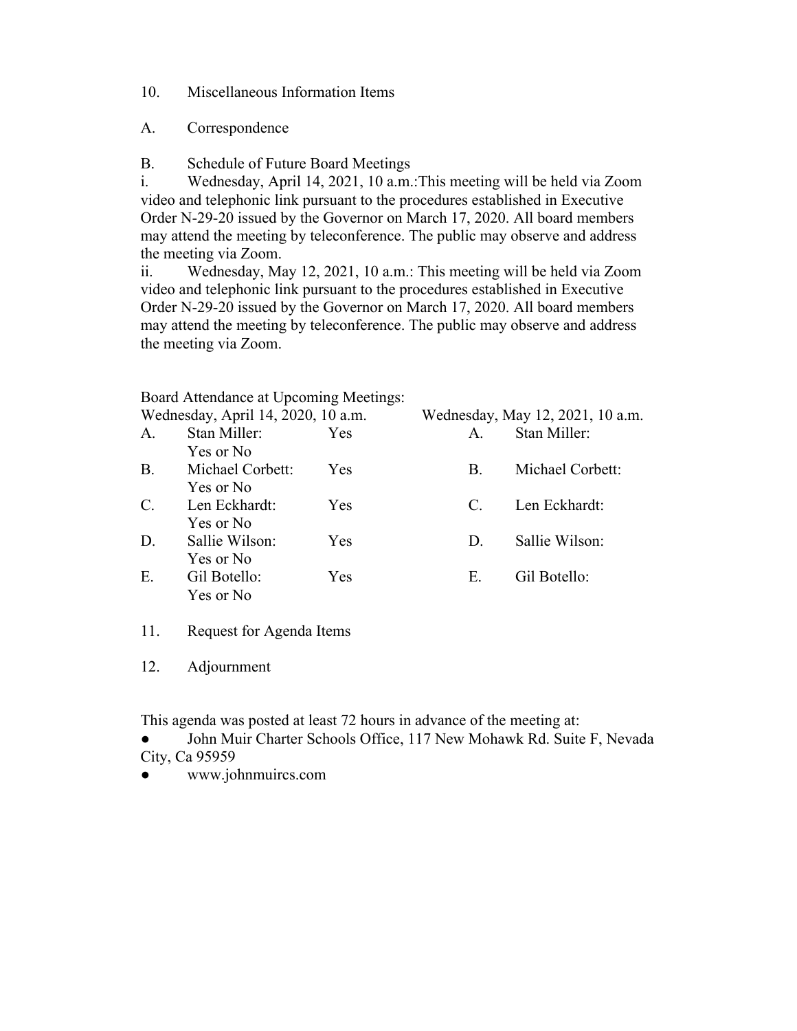10. Miscellaneous Information Items

A. Correspondence

B. Schedule of Future Board Meetings

i. Wednesday, April 14, 2021, 10 a.m.:This meeting will be held via Zoom video and telephonic link pursuant to the procedures established in Executive Order N-29-20 issued by the Governor on March 17, 2020. All board members may attend the meeting by teleconference. The public may observe and address the meeting via Zoom.

ii. Wednesday, May 12, 2021, 10 a.m.: This meeting will be held via Zoom video and telephonic link pursuant to the procedures established in Executive Order N-29-20 issued by the Governor on March 17, 2020. All board members may attend the meeting by teleconference. The public may observe and address the meeting via Zoom.

Board Attendance at Upcoming Meetings:

| Wednesday, April 14, 2020, 10 a.m. | | | Wednesday, May 12, 2021, 10 a.m. | |
|---|---|---|---|---|
| A. | Stan Miller: Yes or No | Yes | A. | Stan Miller: |
| B. | Michael Corbett: Yes or No | Yes | B. | Michael Corbett: |
| C. | Len Eckhardt: Yes or No | Yes | C. | Len Eckhardt: |
| D. | Sallie Wilson: Yes or No | Yes | D. | Sallie Wilson: |
| E. | Gil Botello: Yes or No | Yes | E. | Gil Botello: |

11. Request for Agenda Items

12. Adjournment

This agenda was posted at least 72 hours in advance of the meeting at:

- John Muir Charter Schools Office, 117 New Mohawk Rd. Suite F, Nevada City, Ca 95959
- www.johnmuircs.com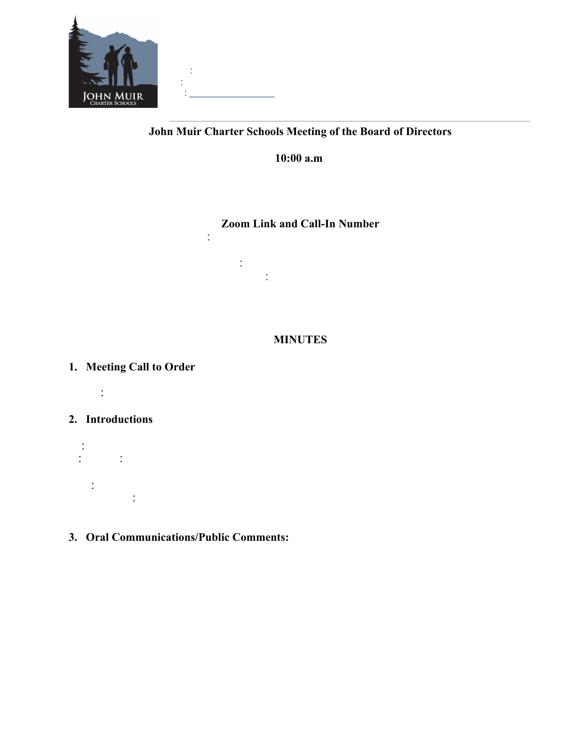**John Muir Charter Schools Meeting of the Board of Directors**

**10:00 a.m**

**Zoom Link and Call-In Number**

**MINUTES**

1. **Meeting Call to Order**

2. **Introductions**

3. **Oral Communications/Public Comments:**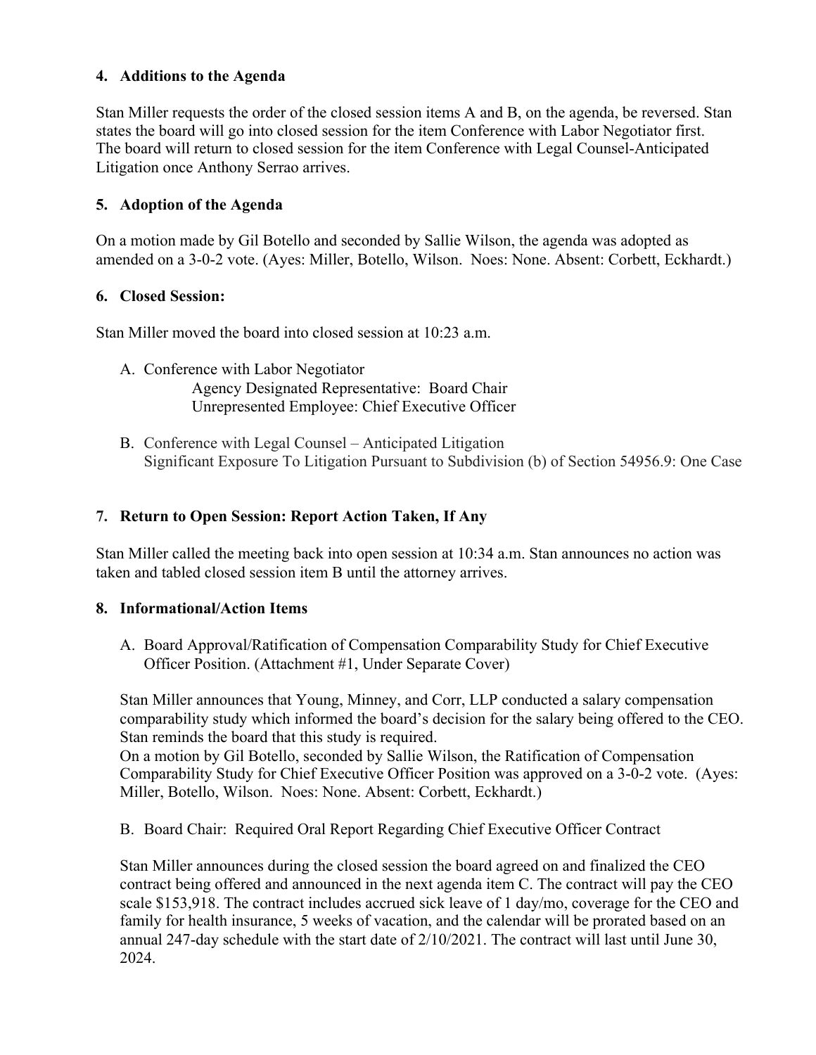## 4. Additions to the Agenda

Stan Miller requests the order of the closed session items A and B, on the agenda, be reversed. Stan states the board will go into closed session for the item Conference with Labor Negotiator first. The board will return to closed session for the item Conference with Legal Counsel-Anticipated Litigation once Anthony Serrao arrives.

## 5. Adoption of the Agenda

On a motion made by Gil Botello and seconded by Sallie Wilson, the agenda was adopted as amended on a 3-0-2 vote. (Ayes: Miller, Botello, Wilson. Noes: None. Absent: Corbett, Eckhardt.)

## 6. Closed Session:

Stan Miller moved the board into closed session at 10:23 a.m.

A. Conference with Labor Negotiator
   Agency Designated Representative: Board Chair
   Unrepresented Employee: Chief Executive Officer

B. Conference with Legal Counsel – Anticipated Litigation
   Significant Exposure To Litigation Pursuant to Subdivision (b) of Section 54956.9: One Case

## 7. Return to Open Session: Report Action Taken, If Any

Stan Miller called the meeting back into open session at 10:34 a.m. Stan announces no action was taken and tabled closed session item B until the attorney arrives.

## 8. Informational/Action Items

A. Board Approval/Ratification of Compensation Comparability Study for Chief Executive Officer Position. (Attachment #1, Under Separate Cover)

Stan Miller announces that Young, Minney, and Corr, LLP conducted a salary compensation comparability study which informed the board's decision for the salary being offered to the CEO. Stan reminds the board that this study is required.
On a motion by Gil Botello, seconded by Sallie Wilson, the Ratification of Compensation Comparability Study for Chief Executive Officer Position was approved on a 3-0-2 vote. (Ayes: Miller, Botello, Wilson. Noes: None. Absent: Corbett, Eckhardt.)

B. Board Chair: Required Oral Report Regarding Chief Executive Officer Contract

Stan Miller announces during the closed session the board agreed on and finalized the CEO contract being offered and announced in the next agenda item C. The contract will pay the CEO scale $153,918. The contract includes accrued sick leave of 1 day/mo, coverage for the CEO and family for health insurance, 5 weeks of vacation, and the calendar will be prorated based on an annual 247-day schedule with the start date of 2/10/2021. The contract will last until June 30, 2024.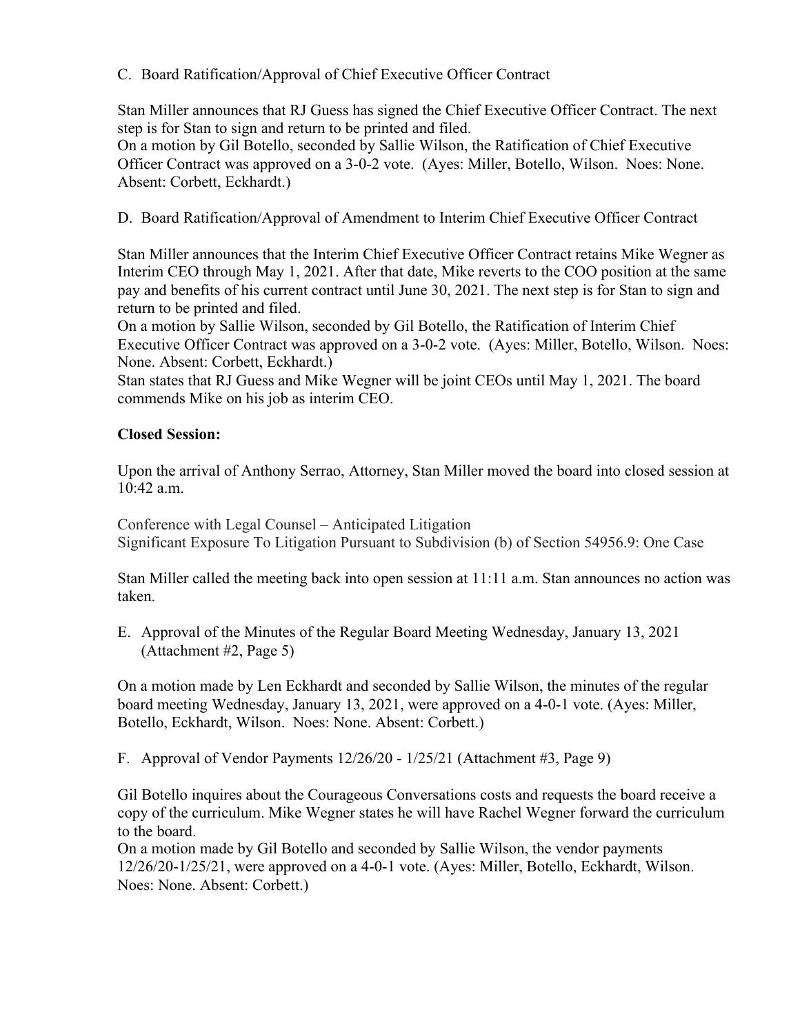C. Board Ratification/Approval of Chief Executive Officer Contract

Stan Miller announces that RJ Guess has signed the Chief Executive Officer Contract. The next step is for Stan to sign and return to be printed and filed.
On a motion by Gil Botello, seconded by Sallie Wilson, the Ratification of Chief Executive Officer Contract was approved on a 3-0-2 vote. (Ayes: Miller, Botello, Wilson. Noes: None. Absent: Corbett, Eckhardt.)

D. Board Ratification/Approval of Amendment to Interim Chief Executive Officer Contract

Stan Miller announces that the Interim Chief Executive Officer Contract retains Mike Wegner as Interim CEO through May 1, 2021. After that date, Mike reverts to the COO position at the same pay and benefits of his current contract until June 30, 2021. The next step is for Stan to sign and return to be printed and filed.
On a motion by Sallie Wilson, seconded by Gil Botello, the Ratification of Interim Chief Executive Officer Contract was approved on a 3-0-2 vote. (Ayes: Miller, Botello, Wilson. Noes: None. Absent: Corbett, Eckhardt.)
Stan states that RJ Guess and Mike Wegner will be joint CEOs until May 1, 2021. The board commends Mike on his job as interim CEO.

**Closed Session:**

Upon the arrival of Anthony Serrao, Attorney, Stan Miller moved the board into closed session at 10:42 a.m.

Conference with Legal Counsel – Anticipated Litigation
Significant Exposure To Litigation Pursuant to Subdivision (b) of Section 54956.9: One Case

Stan Miller called the meeting back into open session at 11:11 a.m. Stan announces no action was taken.

E. Approval of the Minutes of the Regular Board Meeting Wednesday, January 13, 2021 (Attachment #2, Page 5)

On a motion made by Len Eckhardt and seconded by Sallie Wilson, the minutes of the regular board meeting Wednesday, January 13, 2021, were approved on a 4-0-1 vote. (Ayes: Miller, Botello, Eckhardt, Wilson. Noes: None. Absent: Corbett.)

F. Approval of Vendor Payments 12/26/20 - 1/25/21 (Attachment #3, Page 9)

Gil Botello inquires about the Courageous Conversations costs and requests the board receive a copy of the curriculum. Mike Wegner states he will have Rachel Wegner forward the curriculum to the board.
On a motion made by Gil Botello and seconded by Sallie Wilson, the vendor payments 12/26/20-1/25/21, were approved on a 4-0-1 vote. (Ayes: Miller, Botello, Eckhardt, Wilson. Noes: None. Absent: Corbett.)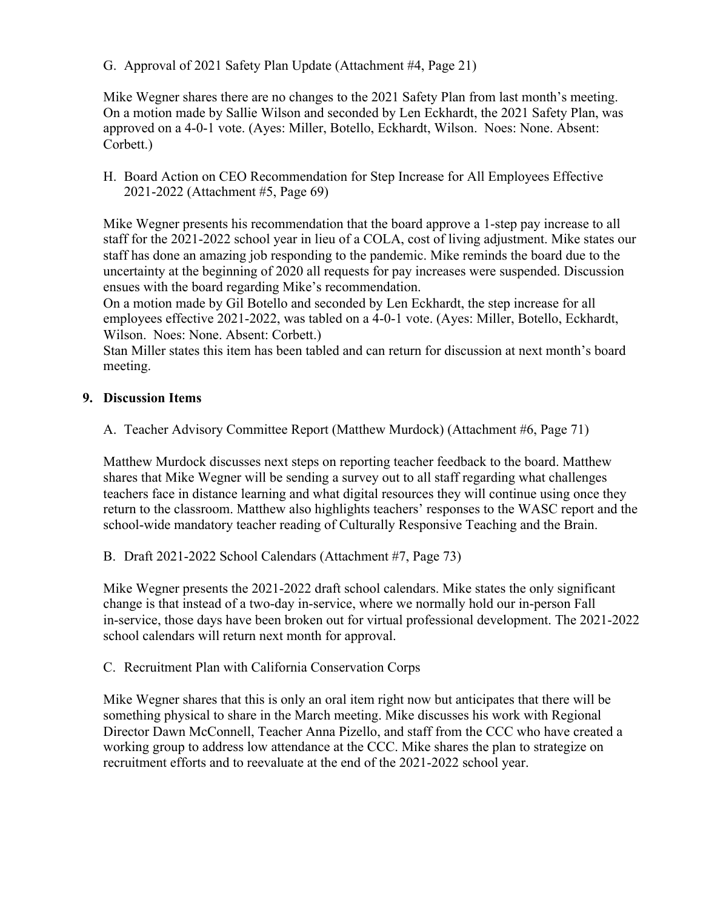G. Approval of 2021 Safety Plan Update (Attachment #4, Page 21)

Mike Wegner shares there are no changes to the 2021 Safety Plan from last month's meeting. On a motion made by Sallie Wilson and seconded by Len Eckhardt, the 2021 Safety Plan, was approved on a 4-0-1 vote. (Ayes: Miller, Botello, Eckhardt, Wilson. Noes: None. Absent: Corbett.)

H. Board Action on CEO Recommendation for Step Increase for All Employees Effective 2021-2022 (Attachment #5, Page 69)

Mike Wegner presents his recommendation that the board approve a 1-step pay increase to all staff for the 2021-2022 school year in lieu of a COLA, cost of living adjustment. Mike states our staff has done an amazing job responding to the pandemic. Mike reminds the board due to the uncertainty at the beginning of 2020 all requests for pay increases were suspended. Discussion ensues with the board regarding Mike's recommendation.
On a motion made by Gil Botello and seconded by Len Eckhardt, the step increase for all employees effective 2021-2022, was tabled on a 4-0-1 vote. (Ayes: Miller, Botello, Eckhardt, Wilson. Noes: None. Absent: Corbett.)
Stan Miller states this item has been tabled and can return for discussion at next month's board meeting.

## 9. Discussion Items

A. Teacher Advisory Committee Report (Matthew Murdock) (Attachment #6, Page 71)

Matthew Murdock discusses next steps on reporting teacher feedback to the board. Matthew shares that Mike Wegner will be sending a survey out to all staff regarding what challenges teachers face in distance learning and what digital resources they will continue using once they return to the classroom. Matthew also highlights teachers' responses to the WASC report and the school-wide mandatory teacher reading of Culturally Responsive Teaching and the Brain.

B. Draft 2021-2022 School Calendars (Attachment #7, Page 73)

Mike Wegner presents the 2021-2022 draft school calendars. Mike states the only significant change is that instead of a two-day in-service, where we normally hold our in-person Fall in-service, those days have been broken out for virtual professional development. The 2021-2022 school calendars will return next month for approval.

C. Recruitment Plan with California Conservation Corps

Mike Wegner shares that this is only an oral item right now but anticipates that there will be something physical to share in the March meeting. Mike discusses his work with Regional Director Dawn McConnell, Teacher Anna Pizello, and staff from the CCC who have created a working group to address low attendance at the CCC. Mike shares the plan to strategize on recruitment efforts and to reevaluate at the end of the 2021-2022 school year.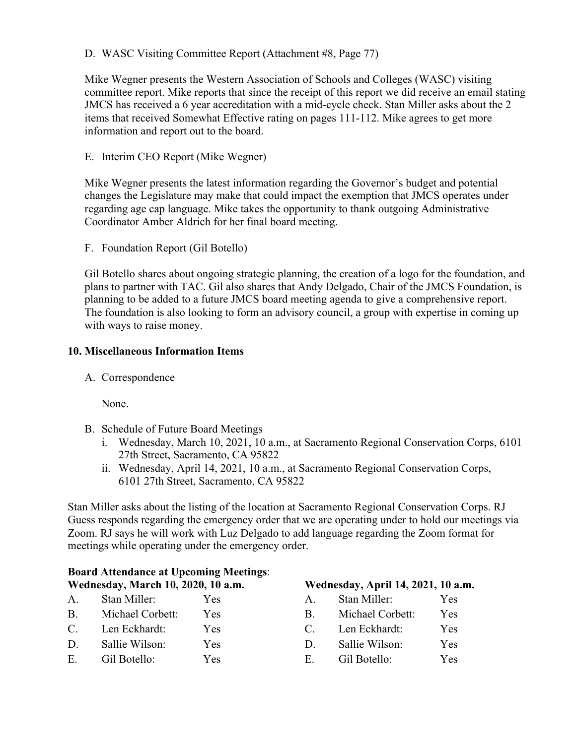D. WASC Visiting Committee Report (Attachment #8, Page 77)

Mike Wegner presents the Western Association of Schools and Colleges (WASC) visiting committee report. Mike reports that since the receipt of this report we did receive an email stating JMCS has received a 6 year accreditation with a mid-cycle check. Stan Miller asks about the 2 items that received Somewhat Effective rating on pages 111-112. Mike agrees to get more information and report out to the board.

E. Interim CEO Report (Mike Wegner)

Mike Wegner presents the latest information regarding the Governor's budget and potential changes the Legislature may make that could impact the exemption that JMCS operates under regarding age cap language. Mike takes the opportunity to thank outgoing Administrative Coordinator Amber Aldrich for her final board meeting.

F. Foundation Report (Gil Botello)

Gil Botello shares about ongoing strategic planning, the creation of a logo for the foundation, and plans to partner with TAC. Gil also shares that Andy Delgado, Chair of the JMCS Foundation, is planning to be added to a future JMCS board meeting agenda to give a comprehensive report. The foundation is also looking to form an advisory council, a group with expertise in coming up with ways to raise money.

## 10. Miscellaneous Information Items

A. Correspondence

None.

B. Schedule of Future Board Meetings
   i. Wednesday, March 10, 2021, 10 a.m., at Sacramento Regional Conservation Corps, 6101 27th Street, Sacramento, CA 95822
   ii. Wednesday, April 14, 2021, 10 a.m., at Sacramento Regional Conservation Corps, 6101 27th Street, Sacramento, CA 95822

Stan Miller asks about the listing of the location at Sacramento Regional Conservation Corps. RJ Guess responds regarding the emergency order that we are operating under to hold our meetings via Zoom. RJ says he will work with Luz Delgado to add language regarding the Zoom format for meetings while operating under the emergency order.

**Board Attendance at Upcoming Meetings**:

**Wednesday, March 10, 2020, 10 a.m.**

A. Stan Miller: Yes
B. Michael Corbett: Yes
C. Len Eckhardt: Yes
D. Sallie Wilson: Yes
E. Gil Botello: Yes

**Wednesday, April 14, 2021, 10 a.m.**

A. Stan Miller: Yes
B. Michael Corbett: Yes
C. Len Eckhardt: Yes
D. Sallie Wilson: Yes
E. Gil Botello: Yes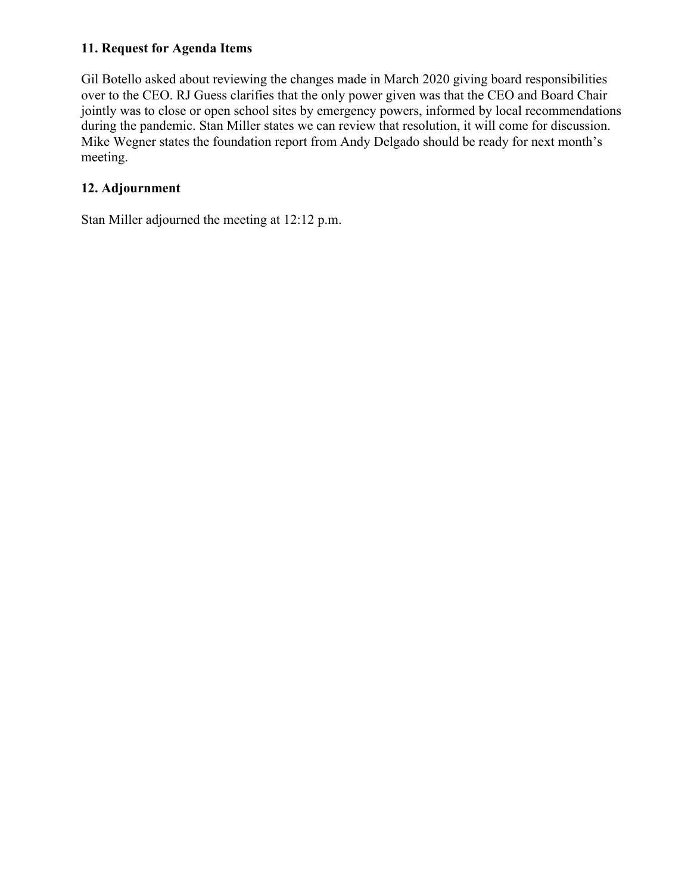## 11. Request for Agenda Items

Gil Botello asked about reviewing the changes made in March 2020 giving board responsibilities over to the CEO. RJ Guess clarifies that the only power given was that the CEO and Board Chair jointly was to close or open school sites by emergency powers, informed by local recommendations during the pandemic. Stan Miller states we can review that resolution, it will come for discussion. Mike Wegner states the foundation report from Andy Delgado should be ready for next month's meeting.

## 12. Adjournment

Stan Miller adjourned the meeting at 12:12 p.m.